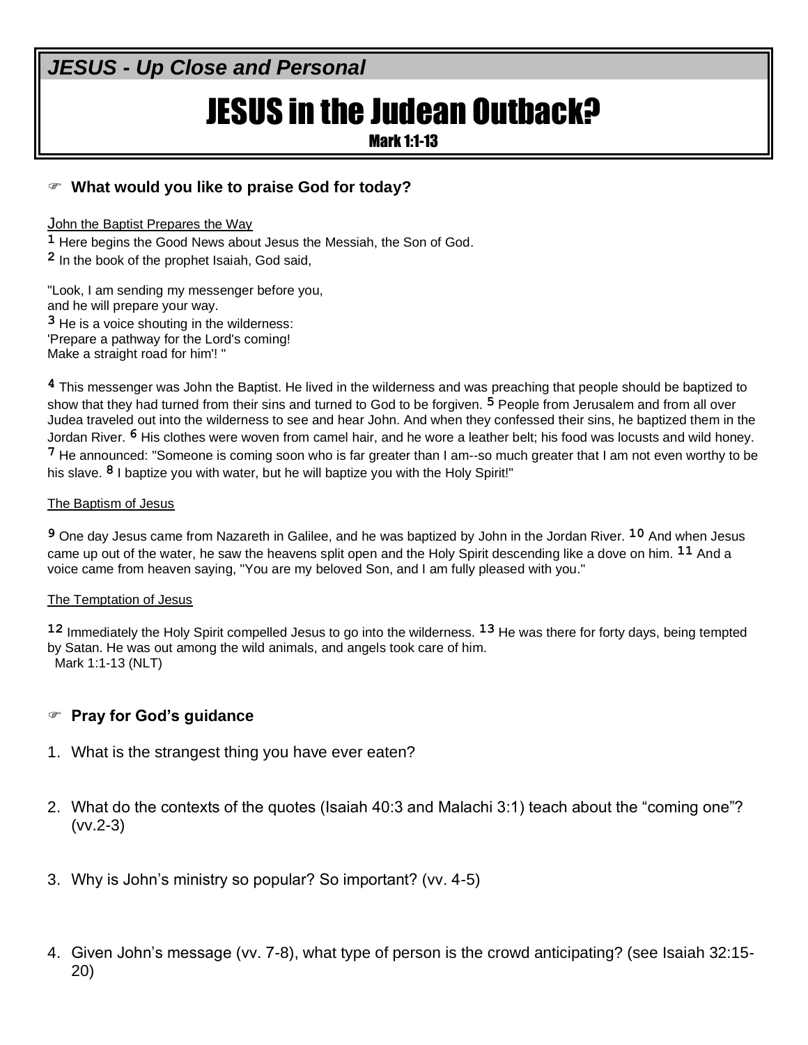***JESUS - Up Close and Personal***

# JESUS in the Judean Outback?

**Mark 1:1-13**

☞ **What would you like to praise God for today?**

John the Baptist Prepares the Way

1 Here begins the Good News about Jesus the Messiah, the Son of God.

2 In the book of the prophet Isaiah, God said,

"Look, I am sending my messenger before you,
and he will prepare your way.
3 He is a voice shouting in the wilderness:
'Prepare a pathway for the Lord's coming!
Make a straight road for him'! "

4 This messenger was John the Baptist. He lived in the wilderness and was preaching that people should be baptized to show that they had turned from their sins and turned to God to be forgiven. 5 People from Jerusalem and from all over Judea traveled out into the wilderness to see and hear John. And when they confessed their sins, he baptized them in the Jordan River. 6 His clothes were woven from camel hair, and he wore a leather belt; his food was locusts and wild honey. 7 He announced: "Someone is coming soon who is far greater than I am--so much greater that I am not even worthy to be his slave. 8 I baptize you with water, but he will baptize you with the Holy Spirit!"

The Baptism of Jesus

9 One day Jesus came from Nazareth in Galilee, and he was baptized by John in the Jordan River. 10 And when Jesus came up out of the water, he saw the heavens split open and the Holy Spirit descending like a dove on him. 11 And a voice came from heaven saying, "You are my beloved Son, and I am fully pleased with you."

The Temptation of Jesus

12 Immediately the Holy Spirit compelled Jesus to go into the wilderness. 13 He was there for forty days, being tempted by Satan. He was out among the wild animals, and angels took care of him.
Mark 1:1-13 (NLT)

☞ **Pray for God's guidance**

1. What is the strangest thing you have ever eaten?
2. What do the contexts of the quotes (Isaiah 40:3 and Malachi 3:1) teach about the "coming one"? (vv.2-3)
3. Why is John's ministry so popular? So important? (vv. 4-5)
4. Given John's message (vv. 7-8), what type of person is the crowd anticipating? (see Isaiah 32:15-20)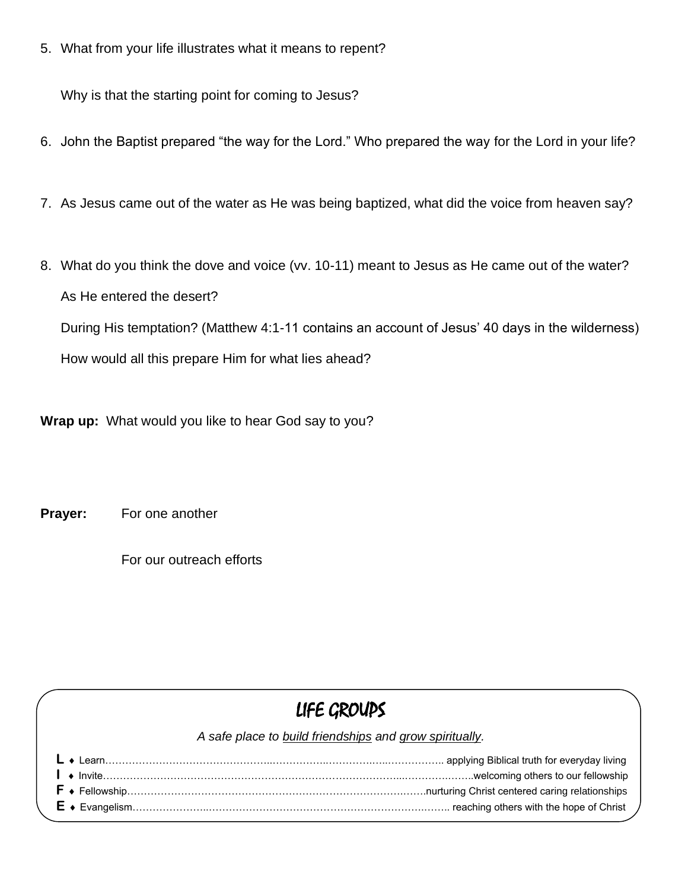5. What from your life illustrates what it means to repent?

   Why is that the starting point for coming to Jesus?

6. John the Baptist prepared "the way for the Lord." Who prepared the way for the Lord in your life?

7. As Jesus came out of the water as He was being baptized, what did the voice from heaven say?

8. What do you think the dove and voice (vv. 10-11) meant to Jesus as He came out of the water?

   As He entered the desert?

   During His temptation? (Matthew 4:1-11 contains an account of Jesus' 40 days in the wilderness)

   How would all this prepare Him for what lies ahead?

**Wrap up:** What would you like to hear God say to you?

**Prayer:** For one another

For our outreach efforts

## LIFE GROUPS

*A safe place to build friendships and grow spiritually.*

**L** ♦ Learn…………………………………………… applying Biblical truth for everyday living
**I** ♦ Invite……………………………………………welcoming others to our fellowship
**F** ♦ Fellowship……………………………………nurturing Christ centered caring relationships
**E** ♦ Evangelism…………………………………… reaching others with the hope of Christ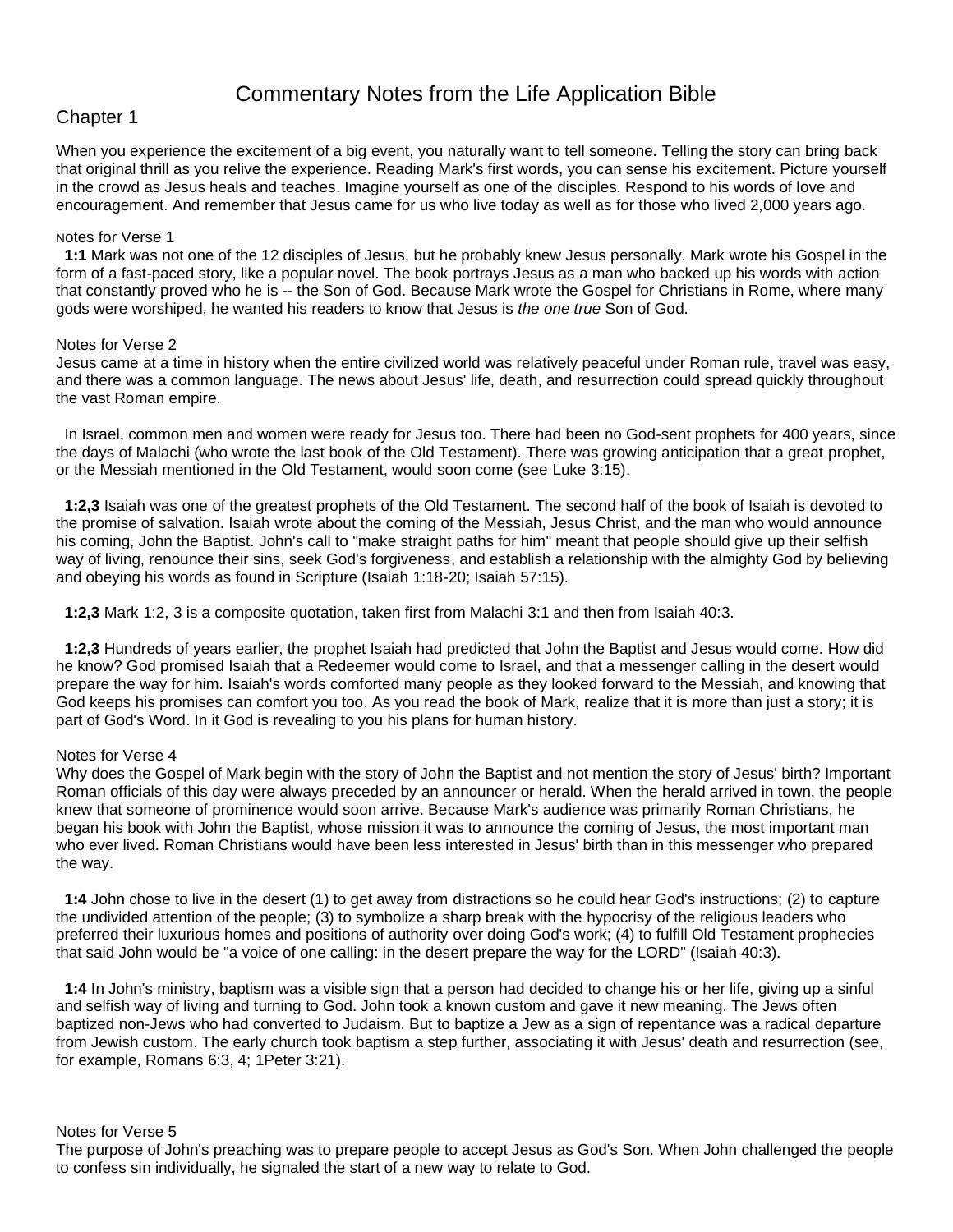# Commentary Notes from the Life Application Bible

## Chapter 1

When you experience the excitement of a big event, you naturally want to tell someone. Telling the story can bring back that original thrill as you relive the experience. Reading Mark's first words, you can sense his excitement. Picture yourself in the crowd as Jesus heals and teaches. Imagine yourself as one of the disciples. Respond to his words of love and encouragement. And remember that Jesus came for us who live today as well as for those who lived 2,000 years ago.

Notes for Verse 1

**1:1** Mark was not one of the 12 disciples of Jesus, but he probably knew Jesus personally. Mark wrote his Gospel in the form of a fast-paced story, like a popular novel. The book portrays Jesus as a man who backed up his words with action that constantly proved who he is -- the Son of God. Because Mark wrote the Gospel for Christians in Rome, where many gods were worshiped, he wanted his readers to know that Jesus is *the one true* Son of God.

Notes for Verse 2

Jesus came at a time in history when the entire civilized world was relatively peaceful under Roman rule, travel was easy, and there was a common language. The news about Jesus' life, death, and resurrection could spread quickly throughout the vast Roman empire.

In Israel, common men and women were ready for Jesus too. There had been no God-sent prophets for 400 years, since the days of Malachi (who wrote the last book of the Old Testament). There was growing anticipation that a great prophet, or the Messiah mentioned in the Old Testament, would soon come (see Luke 3:15).

**1:2,3** Isaiah was one of the greatest prophets of the Old Testament. The second half of the book of Isaiah is devoted to the promise of salvation. Isaiah wrote about the coming of the Messiah, Jesus Christ, and the man who would announce his coming, John the Baptist. John's call to "make straight paths for him" meant that people should give up their selfish way of living, renounce their sins, seek God's forgiveness, and establish a relationship with the almighty God by believing and obeying his words as found in Scripture (Isaiah 1:18-20; Isaiah 57:15).

**1:2,3** Mark 1:2, 3 is a composite quotation, taken first from Malachi 3:1 and then from Isaiah 40:3.

**1:2,3** Hundreds of years earlier, the prophet Isaiah had predicted that John the Baptist and Jesus would come. How did he know? God promised Isaiah that a Redeemer would come to Israel, and that a messenger calling in the desert would prepare the way for him. Isaiah's words comforted many people as they looked forward to the Messiah, and knowing that God keeps his promises can comfort you too. As you read the book of Mark, realize that it is more than just a story; it is part of God's Word. In it God is revealing to you his plans for human history.

Notes for Verse 4

Why does the Gospel of Mark begin with the story of John the Baptist and not mention the story of Jesus' birth? Important Roman officials of this day were always preceded by an announcer or herald. When the herald arrived in town, the people knew that someone of prominence would soon arrive. Because Mark's audience was primarily Roman Christians, he began his book with John the Baptist, whose mission it was to announce the coming of Jesus, the most important man who ever lived. Roman Christians would have been less interested in Jesus' birth than in this messenger who prepared the way.

**1:4** John chose to live in the desert (1) to get away from distractions so he could hear God's instructions; (2) to capture the undivided attention of the people; (3) to symbolize a sharp break with the hypocrisy of the religious leaders who preferred their luxurious homes and positions of authority over doing God's work; (4) to fulfill Old Testament prophecies that said John would be "a voice of one calling: in the desert prepare the way for the LORD" (Isaiah 40:3).

**1:4** In John's ministry, baptism was a visible sign that a person had decided to change his or her life, giving up a sinful and selfish way of living and turning to God. John took a known custom and gave it new meaning. The Jews often baptized non-Jews who had converted to Judaism. But to baptize a Jew as a sign of repentance was a radical departure from Jewish custom. The early church took baptism a step further, associating it with Jesus' death and resurrection (see, for example, Romans 6:3, 4; 1Peter 3:21).

Notes for Verse 5

The purpose of John's preaching was to prepare people to accept Jesus as God's Son. When John challenged the people to confess sin individually, he signaled the start of a new way to relate to God.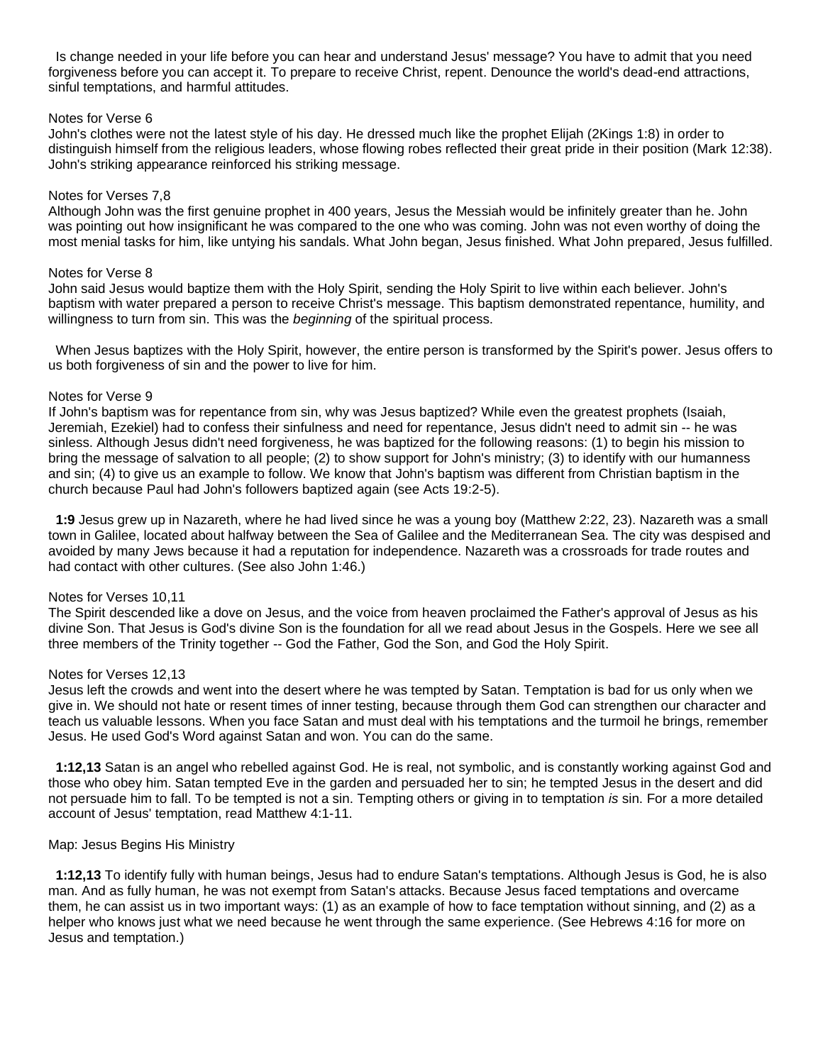Is change needed in your life before you can hear and understand Jesus' message? You have to admit that you need forgiveness before you can accept it. To prepare to receive Christ, repent. Denounce the world's dead-end attractions, sinful temptations, and harmful attitudes.

Notes for Verse 6
John's clothes were not the latest style of his day. He dressed much like the prophet Elijah (2Kings 1:8) in order to distinguish himself from the religious leaders, whose flowing robes reflected their great pride in their position (Mark 12:38). John's striking appearance reinforced his striking message.

Notes for Verses 7,8
Although John was the first genuine prophet in 400 years, Jesus the Messiah would be infinitely greater than he. John was pointing out how insignificant he was compared to the one who was coming. John was not even worthy of doing the most menial tasks for him, like untying his sandals. What John began, Jesus finished. What John prepared, Jesus fulfilled.

Notes for Verse 8
John said Jesus would baptize them with the Holy Spirit, sending the Holy Spirit to live within each believer. John's baptism with water prepared a person to receive Christ's message. This baptism demonstrated repentance, humility, and willingness to turn from sin. This was the *beginning* of the spiritual process.

When Jesus baptizes with the Holy Spirit, however, the entire person is transformed by the Spirit's power. Jesus offers to us both forgiveness of sin and the power to live for him.

Notes for Verse 9
If John's baptism was for repentance from sin, why was Jesus baptized? While even the greatest prophets (Isaiah, Jeremiah, Ezekiel) had to confess their sinfulness and need for repentance, Jesus didn't need to admit sin -- he was sinless. Although Jesus didn't need forgiveness, he was baptized for the following reasons: (1) to begin his mission to bring the message of salvation to all people; (2) to show support for John's ministry; (3) to identify with our humanness and sin; (4) to give us an example to follow. We know that John's baptism was different from Christian baptism in the church because Paul had John's followers baptized again (see Acts 19:2-5).

**1:9** Jesus grew up in Nazareth, where he had lived since he was a young boy (Matthew 2:22, 23). Nazareth was a small town in Galilee, located about halfway between the Sea of Galilee and the Mediterranean Sea. The city was despised and avoided by many Jews because it had a reputation for independence. Nazareth was a crossroads for trade routes and had contact with other cultures. (See also John 1:46.)

Notes for Verses 10,11
The Spirit descended like a dove on Jesus, and the voice from heaven proclaimed the Father's approval of Jesus as his divine Son. That Jesus is God's divine Son is the foundation for all we read about Jesus in the Gospels. Here we see all three members of the Trinity together -- God the Father, God the Son, and God the Holy Spirit.

Notes for Verses 12,13
Jesus left the crowds and went into the desert where he was tempted by Satan. Temptation is bad for us only when we give in. We should not hate or resent times of inner testing, because through them God can strengthen our character and teach us valuable lessons. When you face Satan and must deal with his temptations and the turmoil he brings, remember Jesus. He used God's Word against Satan and won. You can do the same.

**1:12,13** Satan is an angel who rebelled against God. He is real, not symbolic, and is constantly working against God and those who obey him. Satan tempted Eve in the garden and persuaded her to sin; he tempted Jesus in the desert and did not persuade him to fall. To be tempted is not a sin. Tempting others or giving in to temptation *is* sin. For a more detailed account of Jesus' temptation, read Matthew 4:1-11.

Map: Jesus Begins His Ministry

**1:12,13** To identify fully with human beings, Jesus had to endure Satan's temptations. Although Jesus is God, he is also man. And as fully human, he was not exempt from Satan's attacks. Because Jesus faced temptations and overcame them, he can assist us in two important ways: (1) as an example of how to face temptation without sinning, and (2) as a helper who knows just what we need because he went through the same experience. (See Hebrews 4:16 for more on Jesus and temptation.)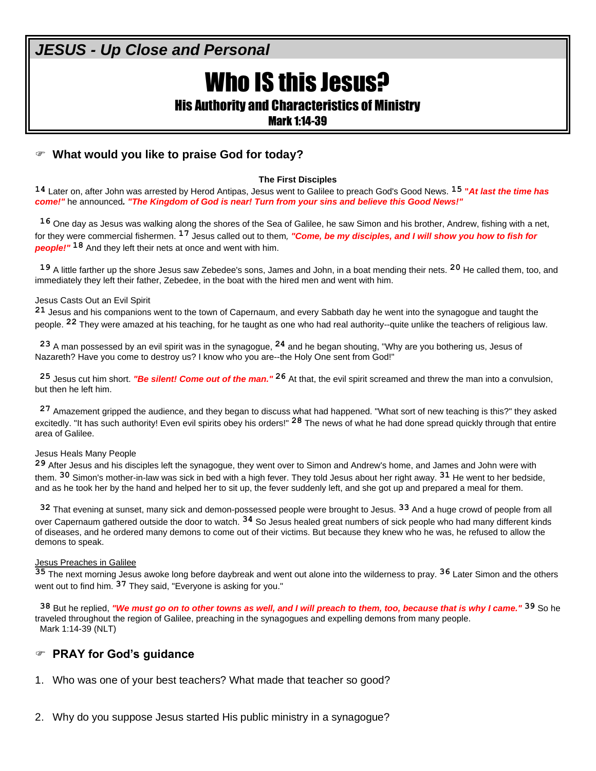*JESUS - Up Close and Personal*

# Who IS this Jesus?

## His Authority and Characteristics of Ministry

### Mark 1:14-39

☞ **What would you like to praise God for today?**

**The First Disciples**

[14] Later on, after John was arrested by Herod Antipas, Jesus went to Galilee to preach God's Good News. [15] ***"At last the time has come!"*** he announced**.** ***"The Kingdom of God is near! Turn from your sins and believe this Good News!"***

[16] One day as Jesus was walking along the shores of the Sea of Galilee, he saw Simon and his brother, Andrew, fishing with a net, for they were commercial fishermen. [17] Jesus called out to them*,* ***"Come, be my disciples, and I will show you how to fish for people!"*** [18] And they left their nets at once and went with him.

[19] A little farther up the shore Jesus saw Zebedee's sons, James and John, in a boat mending their nets. [20] He called them, too, and immediately they left their father, Zebedee, in the boat with the hired men and went with him.

Jesus Casts Out an Evil Spirit

[21] Jesus and his companions went to the town of Capernaum, and every Sabbath day he went into the synagogue and taught the people. [22] They were amazed at his teaching, for he taught as one who had real authority--quite unlike the teachers of religious law.

[23] A man possessed by an evil spirit was in the synagogue, [24] and he began shouting, "Why are you bothering us, Jesus of Nazareth? Have you come to destroy us? I know who you are--the Holy One sent from God!"

[25] Jesus cut him short. ***"Be silent! Come out of the man."*** [26] At that, the evil spirit screamed and threw the man into a convulsion, but then he left him.

[27] Amazement gripped the audience, and they began to discuss what had happened. "What sort of new teaching is this?" they asked excitedly. "It has such authority! Even evil spirits obey his orders!" [28] The news of what he had done spread quickly through that entire area of Galilee.

Jesus Heals Many People

[29] After Jesus and his disciples left the synagogue, they went over to Simon and Andrew's home, and James and John were with them. [30] Simon's mother-in-law was sick in bed with a high fever. They told Jesus about her right away. [31] He went to her bedside, and as he took her by the hand and helped her to sit up, the fever suddenly left, and she got up and prepared a meal for them.

[32] That evening at sunset, many sick and demon-possessed people were brought to Jesus. [33] And a huge crowd of people from all over Capernaum gathered outside the door to watch. [34] So Jesus healed great numbers of sick people who had many different kinds of diseases, and he ordered many demons to come out of their victims. But because they knew who he was, he refused to allow the demons to speak.

Jesus Preaches in Galilee

[35] The next morning Jesus awoke long before daybreak and went out alone into the wilderness to pray. [36] Later Simon and the others went out to find him. [37] They said, "Everyone is asking for you."

[38] But he replied, ***"We must go on to other towns as well, and I will preach to them, too, because that is why I came."*** [39] So he traveled throughout the region of Galilee, preaching in the synagogues and expelling demons from many people.
Mark 1:14-39 (NLT)

☞ **PRAY for God's guidance**

1. Who was one of your best teachers? What made that teacher so good?

2. Why do you suppose Jesus started His public ministry in a synagogue?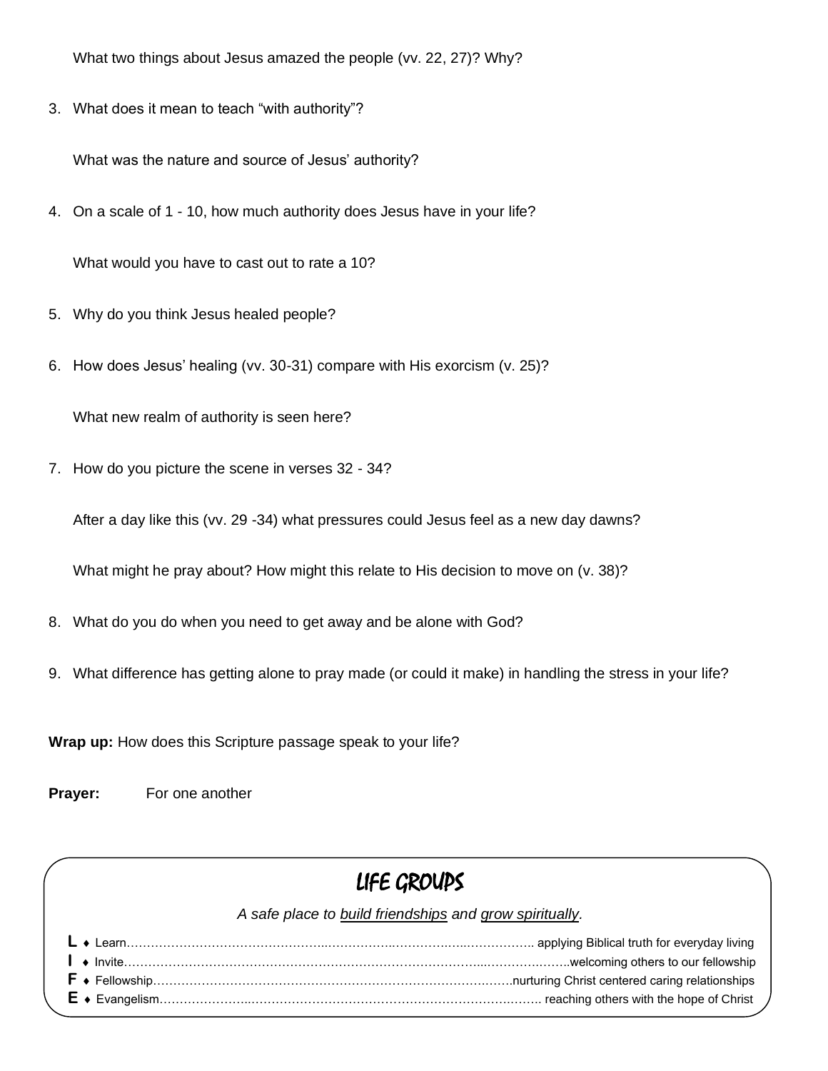What two things about Jesus amazed the people (vv. 22, 27)? Why?

3. What does it mean to teach "with authority"?

   What was the nature and source of Jesus' authority?

4. On a scale of 1 - 10, how much authority does Jesus have in your life?

   What would you have to cast out to rate a 10?

5. Why do you think Jesus healed people?

6. How does Jesus' healing (vv. 30-31) compare with His exorcism (v. 25)?

   What new realm of authority is seen here?

7. How do you picture the scene in verses 32 - 34?

   After a day like this (vv. 29 -34) what pressures could Jesus feel as a new day dawns?

   What might he pray about? How might this relate to His decision to move on (v. 38)?

8. What do you do when you need to get away and be alone with God?

9. What difference has getting alone to pray made (or could it make) in handling the stress in your life?

**Wrap up:** How does this Scripture passage speak to your life?

**Prayer:** For one another

## LIFE GROUPS

*A safe place to build friendships and grow spiritually.*

**L** ♦ Learn…………………………………………… applying Biblical truth for everyday living
**I** ♦ Invite……………………………………………welcoming others to our fellowship
**F** ♦ Fellowship…………………………………………nurturing Christ centered caring relationships
**E** ♦ Evangelism………………………………………… reaching others with the hope of Christ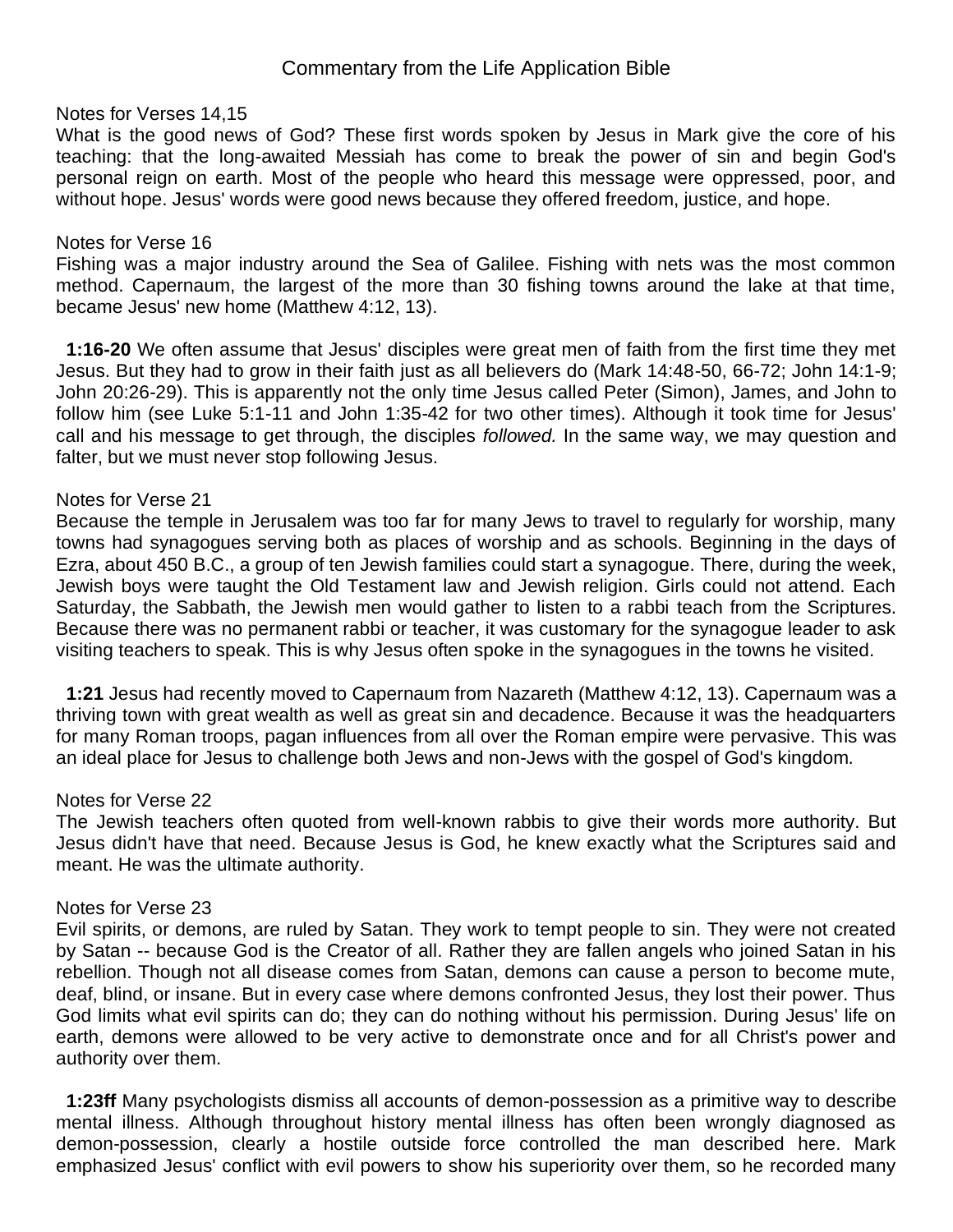# Commentary from the Life Application Bible

Notes for Verses 14,15

What is the good news of God? These first words spoken by Jesus in Mark give the core of his teaching: that the long-awaited Messiah has come to break the power of sin and begin God's personal reign on earth. Most of the people who heard this message were oppressed, poor, and without hope. Jesus' words were good news because they offered freedom, justice, and hope.

Notes for Verse 16

Fishing was a major industry around the Sea of Galilee. Fishing with nets was the most common method. Capernaum, the largest of the more than 30 fishing towns around the lake at that time, became Jesus' new home (Matthew 4:12, 13).

**1:16-20** We often assume that Jesus' disciples were great men of faith from the first time they met Jesus. But they had to grow in their faith just as all believers do (Mark 14:48-50, 66-72; John 14:1-9; John 20:26-29). This is apparently not the only time Jesus called Peter (Simon), James, and John to follow him (see Luke 5:1-11 and John 1:35-42 for two other times). Although it took time for Jesus' call and his message to get through, the disciples *followed.* In the same way, we may question and falter, but we must never stop following Jesus.

Notes for Verse 21

Because the temple in Jerusalem was too far for many Jews to travel to regularly for worship, many towns had synagogues serving both as places of worship and as schools. Beginning in the days of Ezra, about 450 B.C., a group of ten Jewish families could start a synagogue. There, during the week, Jewish boys were taught the Old Testament law and Jewish religion. Girls could not attend. Each Saturday, the Sabbath, the Jewish men would gather to listen to a rabbi teach from the Scriptures. Because there was no permanent rabbi or teacher, it was customary for the synagogue leader to ask visiting teachers to speak. This is why Jesus often spoke in the synagogues in the towns he visited.

**1:21** Jesus had recently moved to Capernaum from Nazareth (Matthew 4:12, 13). Capernaum was a thriving town with great wealth as well as great sin and decadence. Because it was the headquarters for many Roman troops, pagan influences from all over the Roman empire were pervasive. This was an ideal place for Jesus to challenge both Jews and non-Jews with the gospel of God's kingdom.

Notes for Verse 22

The Jewish teachers often quoted from well-known rabbis to give their words more authority. But Jesus didn't have that need. Because Jesus is God, he knew exactly what the Scriptures said and meant. He was the ultimate authority.

Notes for Verse 23

Evil spirits, or demons, are ruled by Satan. They work to tempt people to sin. They were not created by Satan -- because God is the Creator of all. Rather they are fallen angels who joined Satan in his rebellion. Though not all disease comes from Satan, demons can cause a person to become mute, deaf, blind, or insane. But in every case where demons confronted Jesus, they lost their power. Thus God limits what evil spirits can do; they can do nothing without his permission. During Jesus' life on earth, demons were allowed to be very active to demonstrate once and for all Christ's power and authority over them.

**1:23ff** Many psychologists dismiss all accounts of demon-possession as a primitive way to describe mental illness. Although throughout history mental illness has often been wrongly diagnosed as demon-possession, clearly a hostile outside force controlled the man described here. Mark emphasized Jesus' conflict with evil powers to show his superiority over them, so he recorded many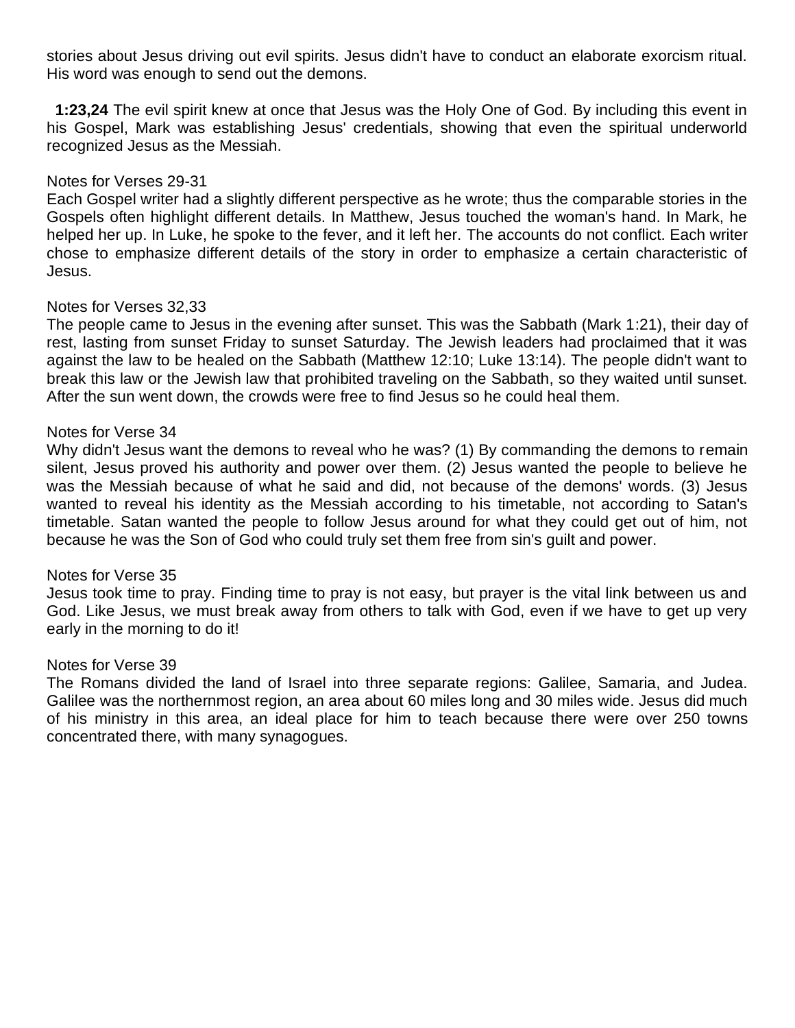stories about Jesus driving out evil spirits. Jesus didn't have to conduct an elaborate exorcism ritual. His word was enough to send out the demons.

**1:23,24** The evil spirit knew at once that Jesus was the Holy One of God. By including this event in his Gospel, Mark was establishing Jesus' credentials, showing that even the spiritual underworld recognized Jesus as the Messiah.

Notes for Verses 29-31

Each Gospel writer had a slightly different perspective as he wrote; thus the comparable stories in the Gospels often highlight different details. In Matthew, Jesus touched the woman's hand. In Mark, he helped her up. In Luke, he spoke to the fever, and it left her. The accounts do not conflict. Each writer chose to emphasize different details of the story in order to emphasize a certain characteristic of Jesus.

Notes for Verses 32,33

The people came to Jesus in the evening after sunset. This was the Sabbath (Mark 1:21), their day of rest, lasting from sunset Friday to sunset Saturday. The Jewish leaders had proclaimed that it was against the law to be healed on the Sabbath (Matthew 12:10; Luke 13:14). The people didn't want to break this law or the Jewish law that prohibited traveling on the Sabbath, so they waited until sunset. After the sun went down, the crowds were free to find Jesus so he could heal them.

Notes for Verse 34

Why didn't Jesus want the demons to reveal who he was? (1) By commanding the demons to remain silent, Jesus proved his authority and power over them. (2) Jesus wanted the people to believe he was the Messiah because of what he said and did, not because of the demons' words. (3) Jesus wanted to reveal his identity as the Messiah according to his timetable, not according to Satan's timetable. Satan wanted the people to follow Jesus around for what they could get out of him, not because he was the Son of God who could truly set them free from sin's guilt and power.

Notes for Verse 35

Jesus took time to pray. Finding time to pray is not easy, but prayer is the vital link between us and God. Like Jesus, we must break away from others to talk with God, even if we have to get up very early in the morning to do it!

Notes for Verse 39

The Romans divided the land of Israel into three separate regions: Galilee, Samaria, and Judea. Galilee was the northernmost region, an area about 60 miles long and 30 miles wide. Jesus did much of his ministry in this area, an ideal place for him to teach because there were over 250 towns concentrated there, with many synagogues.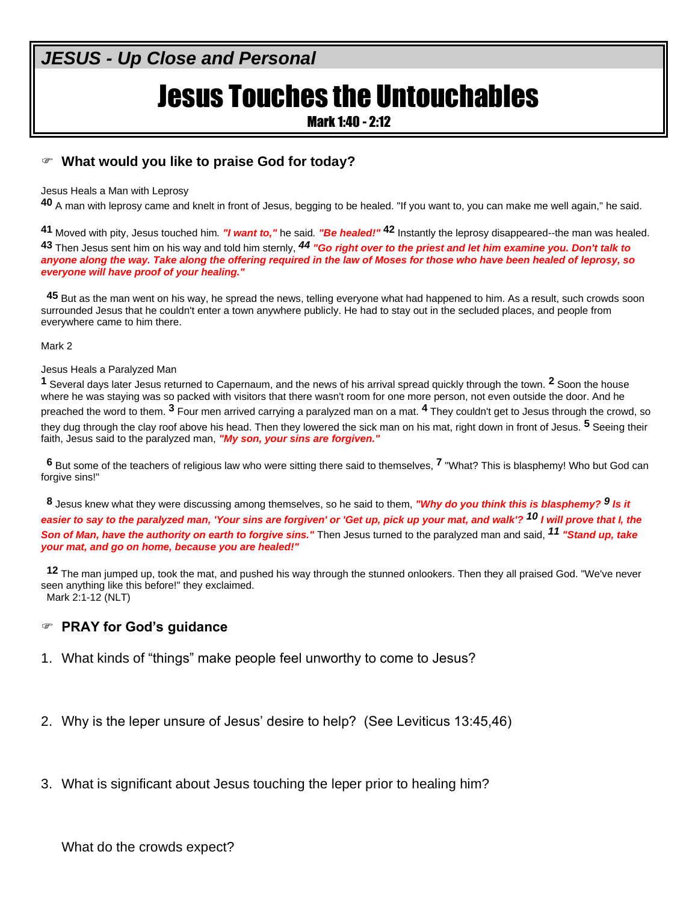***JESUS - Up Close and Personal***

# Jesus Touches the Untouchables

**Mark 1:40 - 2:12**

☞ **What would you like to praise God for today?**

Jesus Heals a Man with Leprosy

**40** A man with leprosy came and knelt in front of Jesus, begging to be healed. "If you want to, you can make me well again," he said.

**41** Moved with pity, Jesus touched him. ***"I want to,"*** he said. ***"Be healed!"*** **42** Instantly the leprosy disappeared--the man was healed. **43** Then Jesus sent him on his way and told him sternly, ***44*** ***"Go right over to the priest and let him examine you. Don't talk to anyone along the way. Take along the offering required in the law of Moses for those who have been healed of leprosy, so everyone will have proof of your healing."***

**45** But as the man went on his way, he spread the news, telling everyone what had happened to him. As a result, such crowds soon surrounded Jesus that he couldn't enter a town anywhere publicly. He had to stay out in the secluded places, and people from everywhere came to him there.

Mark 2

Jesus Heals a Paralyzed Man

**1** Several days later Jesus returned to Capernaum, and the news of his arrival spread quickly through the town. **2** Soon the house where he was staying was so packed with visitors that there wasn't room for one more person, not even outside the door. And he preached the word to them. **3** Four men arrived carrying a paralyzed man on a mat. **4** They couldn't get to Jesus through the crowd, so they dug through the clay roof above his head. Then they lowered the sick man on his mat, right down in front of Jesus. **5** Seeing their faith, Jesus said to the paralyzed man, ***"My son, your sins are forgiven."***

**6** But some of the teachers of religious law who were sitting there said to themselves, **7** "What? This is blasphemy! Who but God can forgive sins!"

**8** Jesus knew what they were discussing among themselves, so he said to them, ***"Why do you think this is blasphemy? 9 Is it easier to say to the paralyzed man, 'Your sins are forgiven' or 'Get up, pick up your mat, and walk'? 10 I will prove that I, the Son of Man, have the authority on earth to forgive sins."*** Then Jesus turned to the paralyzed man and said, ***11*** ***"Stand up, take your mat, and go on home, because you are healed!"***

**12** The man jumped up, took the mat, and pushed his way through the stunned onlookers. Then they all praised God. "We've never seen anything like this before!" they exclaimed.
Mark 2:1-12 (NLT)

☞ **PRAY for God's guidance**

1. What kinds of "things" make people feel unworthy to come to Jesus?

2. Why is the leper unsure of Jesus' desire to help? (See Leviticus 13:45,46)

3. What is significant about Jesus touching the leper prior to healing him?

   What do the crowds expect?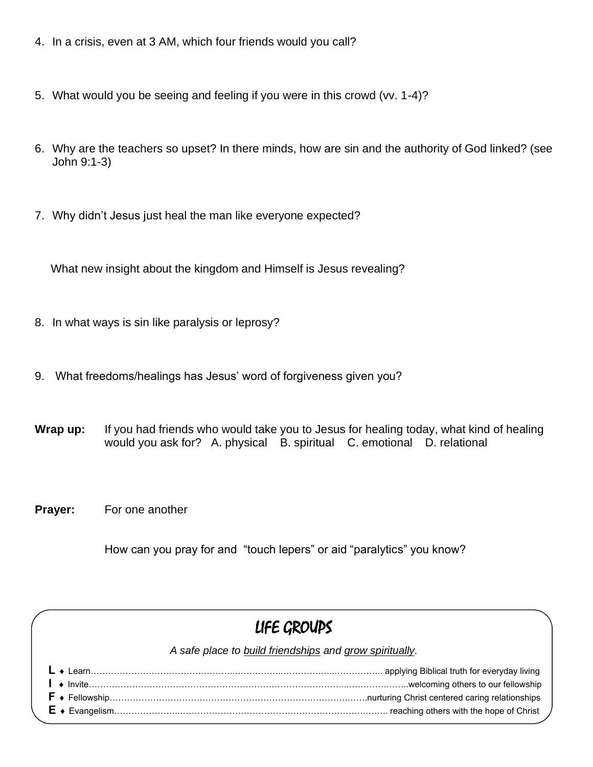4. In a crisis, even at 3 AM, which four friends would you call?

5. What would you be seeing and feeling if you were in this crowd (vv. 1-4)?

6. Why are the teachers so upset? In there minds, how are sin and the authority of God linked? (see John 9:1-3)

7. Why didn't Jesus just heal the man like everyone expected?

   What new insight about the kingdom and Himself is Jesus revealing?

8. In what ways is sin like paralysis or leprosy?

9. What freedoms/healings has Jesus' word of forgiveness given you?

**Wrap up:** If you had friends who would take you to Jesus for healing today, what kind of healing would you ask for? A. physical B. spiritual C. emotional D. relational

**Prayer:** For one another

How can you pray for and "touch lepers" or aid "paralytics" you know?

## LIFE GROUPS

*A safe place to build friendships and grow spiritually.*

**L** ♦ Learn…………………………………………… applying Biblical truth for everyday living
**I** ♦ Invite……………………………………………welcoming others to our fellowship
**F** ♦ Fellowship……………………………………nurturing Christ centered caring relationships
**E** ♦ Evangelism…………………………………… reaching others with the hope of Christ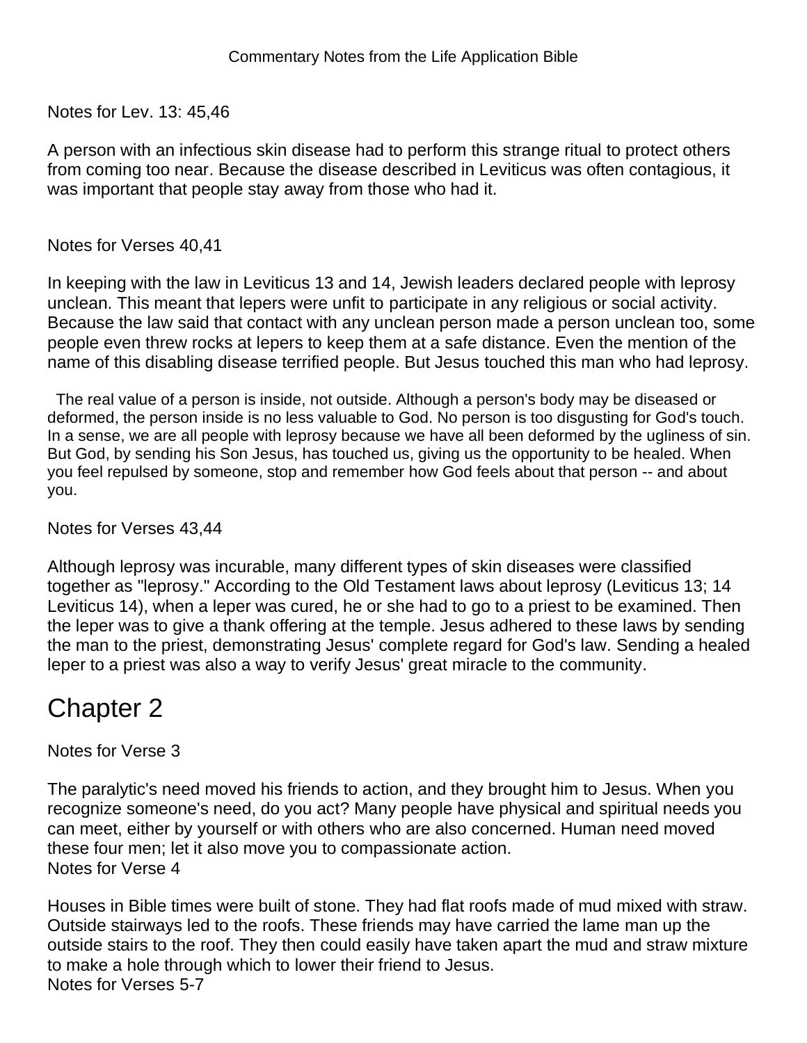Notes for Lev. 13: 45,46

A person with an infectious skin disease had to perform this strange ritual to protect others from coming too near. Because the disease described in Leviticus was often contagious, it was important that people stay away from those who had it.

Notes for Verses 40,41

In keeping with the law in Leviticus 13 and 14, Jewish leaders declared people with leprosy unclean. This meant that lepers were unfit to participate in any religious or social activity. Because the law said that contact with any unclean person made a person unclean too, some people even threw rocks at lepers to keep them at a safe distance. Even the mention of the name of this disabling disease terrified people. But Jesus touched this man who had leprosy.

The real value of a person is inside, not outside. Although a person's body may be diseased or deformed, the person inside is no less valuable to God. No person is too disgusting for God's touch. In a sense, we are all people with leprosy because we have all been deformed by the ugliness of sin. But God, by sending his Son Jesus, has touched us, giving us the opportunity to be healed. When you feel repulsed by someone, stop and remember how God feels about that person -- and about you.

Notes for Verses 43,44

Although leprosy was incurable, many different types of skin diseases were classified together as "leprosy." According to the Old Testament laws about leprosy (Leviticus 13; 14 Leviticus 14), when a leper was cured, he or she had to go to a priest to be examined. Then the leper was to give a thank offering at the temple. Jesus adhered to these laws by sending the man to the priest, demonstrating Jesus' complete regard for God's law. Sending a healed leper to a priest was also a way to verify Jesus' great miracle to the community.

# Chapter 2

Notes for Verse 3

The paralytic's need moved his friends to action, and they brought him to Jesus. When you recognize someone's need, do you act? Many people have physical and spiritual needs you can meet, either by yourself or with others who are also concerned. Human need moved these four men; let it also move you to compassionate action.

Notes for Verse 4

Houses in Bible times were built of stone. They had flat roofs made of mud mixed with straw. Outside stairways led to the roofs. These friends may have carried the lame man up the outside stairs to the roof. They then could easily have taken apart the mud and straw mixture to make a hole through which to lower their friend to Jesus.

Notes for Verses 5-7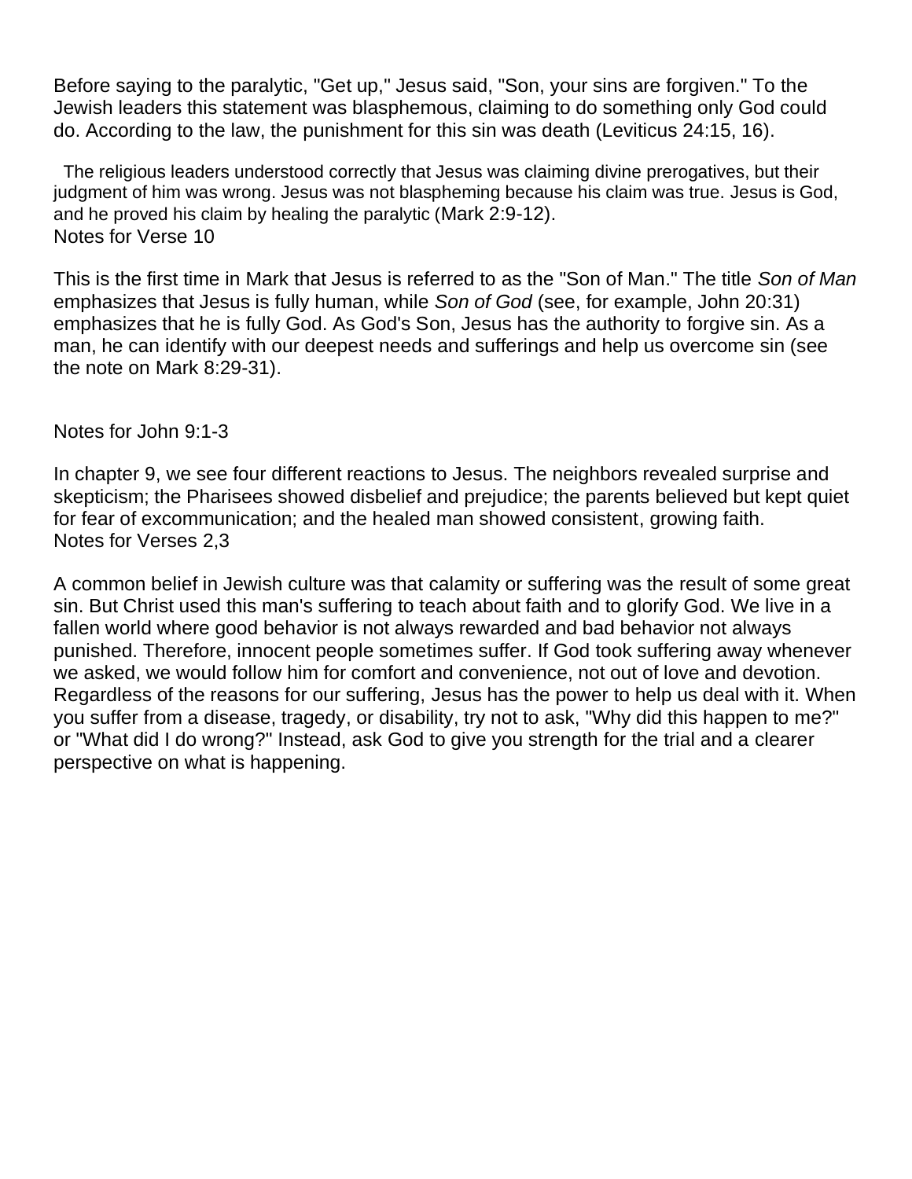Before saying to the paralytic, "Get up," Jesus said, "Son, your sins are forgiven." To the Jewish leaders this statement was blasphemous, claiming to do something only God could do. According to the law, the punishment for this sin was death (Leviticus 24:15, 16).

The religious leaders understood correctly that Jesus was claiming divine prerogatives, but their judgment of him was wrong. Jesus was not blaspheming because his claim was true. Jesus is God, and he proved his claim by healing the paralytic (Mark 2:9-12).

Notes for Verse 10

This is the first time in Mark that Jesus is referred to as the "Son of Man." The title *Son of Man* emphasizes that Jesus is fully human, while *Son of God* (see, for example, John 20:31) emphasizes that he is fully God. As God's Son, Jesus has the authority to forgive sin. As a man, he can identify with our deepest needs and sufferings and help us overcome sin (see the note on Mark 8:29-31).

Notes for John 9:1-3

In chapter 9, we see four different reactions to Jesus. The neighbors revealed surprise and skepticism; the Pharisees showed disbelief and prejudice; the parents believed but kept quiet for fear of excommunication; and the healed man showed consistent, growing faith.

Notes for Verses 2,3

A common belief in Jewish culture was that calamity or suffering was the result of some great sin. But Christ used this man's suffering to teach about faith and to glorify God. We live in a fallen world where good behavior is not always rewarded and bad behavior not always punished. Therefore, innocent people sometimes suffer. If God took suffering away whenever we asked, we would follow him for comfort and convenience, not out of love and devotion. Regardless of the reasons for our suffering, Jesus has the power to help us deal with it. When you suffer from a disease, tragedy, or disability, try not to ask, "Why did this happen to me?" or "What did I do wrong?" Instead, ask God to give you strength for the trial and a clearer perspective on what is happening.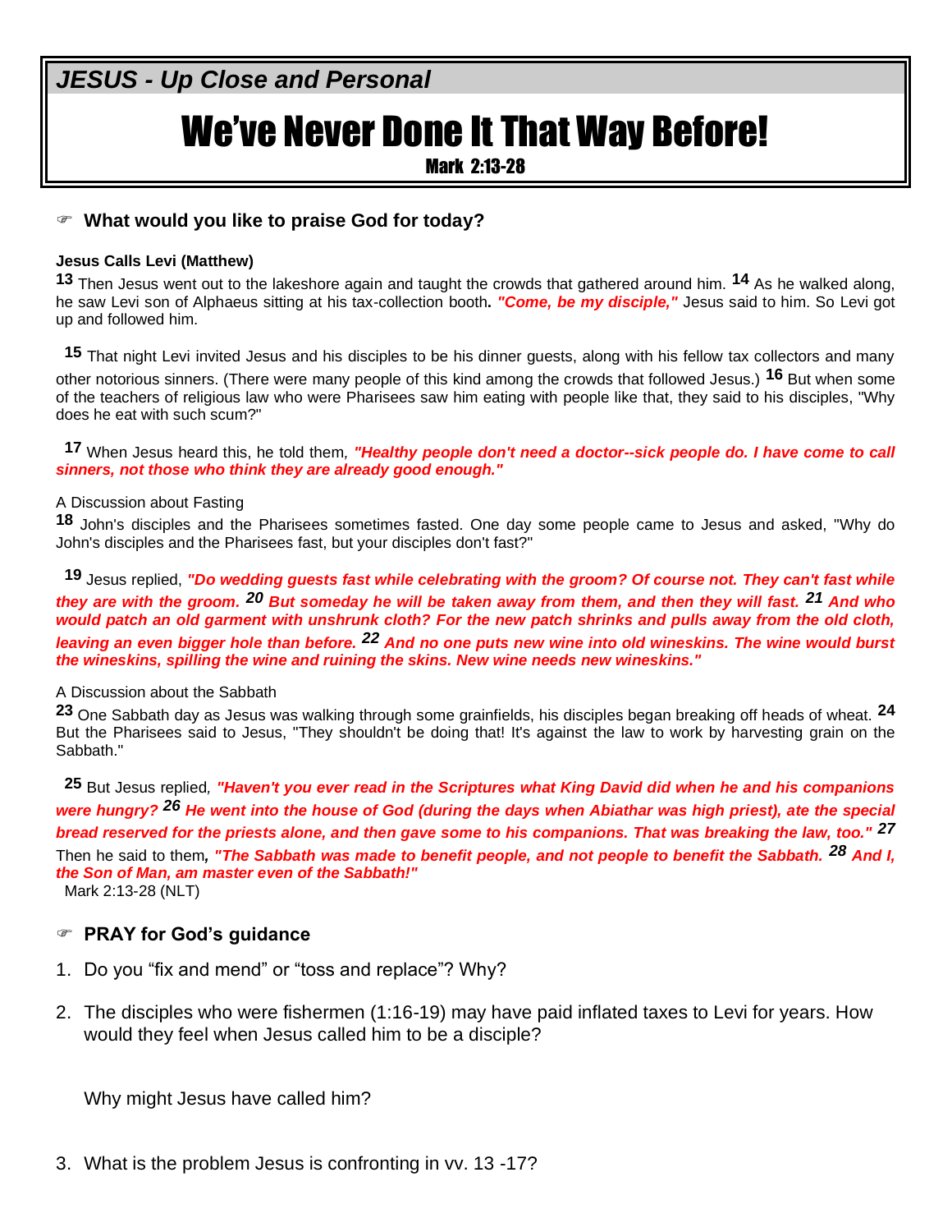*JESUS - Up Close and Personal*

# We've Never Done It That Way Before!

Mark 2:13-28

☞ **What would you like to praise God for today?**

**Jesus Calls Levi (Matthew)**

**13** Then Jesus went out to the lakeshore again and taught the crowds that gathered around him. **14** As he walked along, he saw Levi son of Alphaeus sitting at his tax-collection booth**.** ***"Come, be my disciple,"*** Jesus said to him. So Levi got up and followed him.

**15** That night Levi invited Jesus and his disciples to be his dinner guests, along with his fellow tax collectors and many other notorious sinners. (There were many people of this kind among the crowds that followed Jesus.) **16** But when some of the teachers of religious law who were Pharisees saw him eating with people like that, they said to his disciples, "Why does he eat with such scum?"

**17** When Jesus heard this, he told them, ***"Healthy people don't need a doctor--sick people do. I have come to call sinners, not those who think they are already good enough."***

A Discussion about Fasting

**18** John's disciples and the Pharisees sometimes fasted. One day some people came to Jesus and asked, "Why do John's disciples and the Pharisees fast, but your disciples don't fast?"

**19** Jesus replied, ***"Do wedding guests fast while celebrating with the groom? Of course not. They can't fast while they are with the groom. 20 But someday he will be taken away from them, and then they will fast. 21 And who would patch an old garment with unshrunk cloth? For the new patch shrinks and pulls away from the old cloth, leaving an even bigger hole than before. 22 And no one puts new wine into old wineskins. The wine would burst the wineskins, spilling the wine and ruining the skins. New wine needs new wineskins."***

A Discussion about the Sabbath

**23** One Sabbath day as Jesus was walking through some grainfields, his disciples began breaking off heads of wheat. **24** But the Pharisees said to Jesus, "They shouldn't be doing that! It's against the law to work by harvesting grain on the Sabbath."

**25** But Jesus replied, ***"Haven't you ever read in the Scriptures what King David did when he and his companions were hungry? 26 He went into the house of God (during the days when Abiathar was high priest), ate the special bread reserved for the priests alone, and then gave some to his companions. That was breaking the law, too." 27*** Then he said to them, ***"The Sabbath was made to benefit people, and not people to benefit the Sabbath. 28 And I, the Son of Man, am master even of the Sabbath!"***

Mark 2:13-28 (NLT)

☞ **PRAY for God's guidance**

1. Do you "fix and mend" or "toss and replace"? Why?

2. The disciples who were fishermen (1:16-19) may have paid inflated taxes to Levi for years. How would they feel when Jesus called him to be a disciple?

   Why might Jesus have called him?

3. What is the problem Jesus is confronting in vv. 13 -17?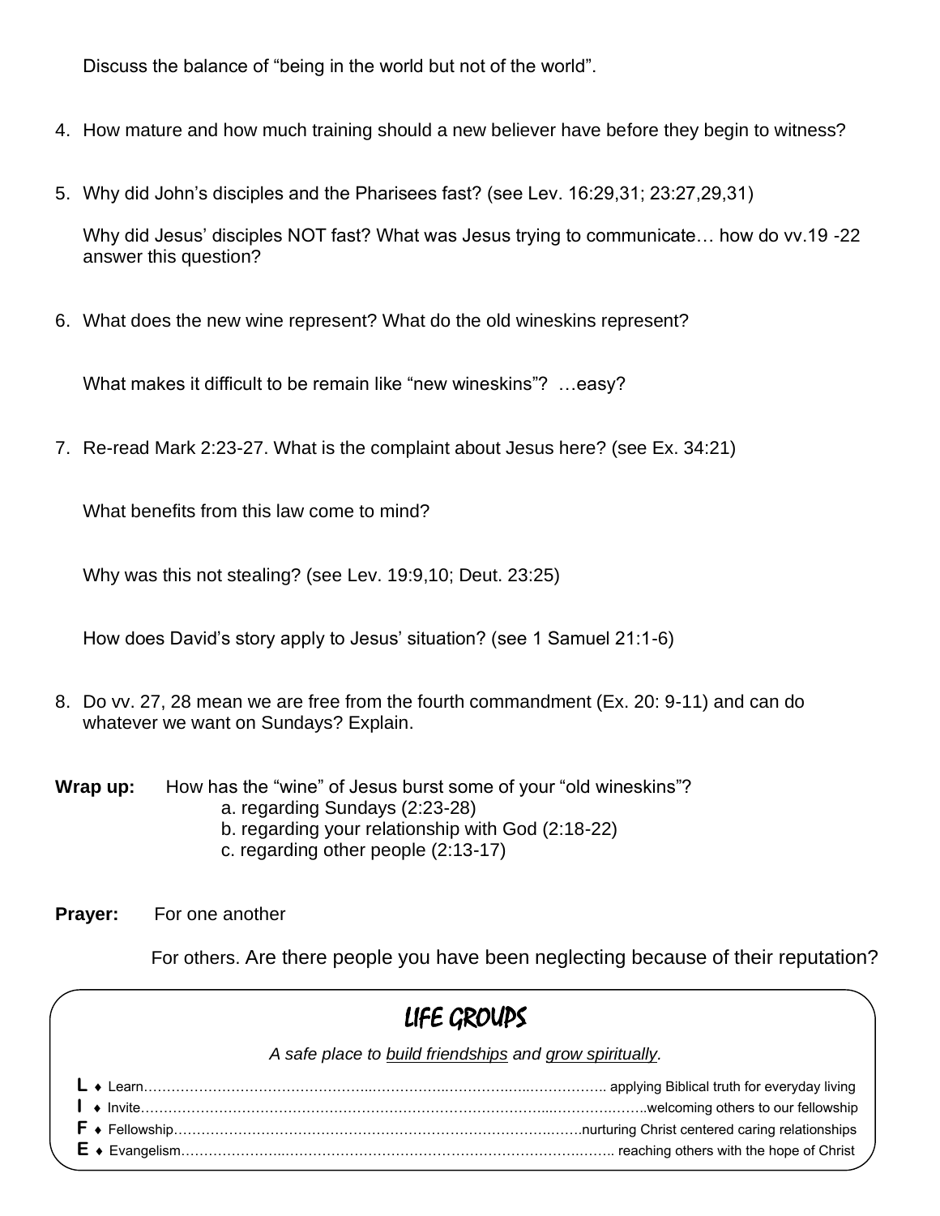Discuss the balance of "being in the world but not of the world".

4. How mature and how much training should a new believer have before they begin to witness?

5. Why did John's disciples and the Pharisees fast? (see Lev. 16:29,31; 23:27,29,31)

   Why did Jesus' disciples NOT fast? What was Jesus trying to communicate… how do vv.19 -22 answer this question?

6. What does the new wine represent? What do the old wineskins represent?

   What makes it difficult to be remain like "new wineskins"? …easy?

7. Re-read Mark 2:23-27. What is the complaint about Jesus here? (see Ex. 34:21)

   What benefits from this law come to mind?

   Why was this not stealing? (see Lev. 19:9,10; Deut. 23:25)

   How does David's story apply to Jesus' situation? (see 1 Samuel 21:1-6)

8. Do vv. 27, 28 mean we are free from the fourth commandment (Ex. 20: 9-11) and can do whatever we want on Sundays? Explain.

**Wrap up:** How has the "wine" of Jesus burst some of your "old wineskins"?
- a. regarding Sundays (2:23-28)
- b. regarding your relationship with God (2:18-22)
- c. regarding other people (2:13-17)

**Prayer:** For one another

For others. Are there people you have been neglecting because of their reputation?

## LIFE GROUPS

*A safe place to build friendships and grow spiritually.*

**L** ♦ Learn…………………………………………… applying Biblical truth for everyday living
**I** ♦ Invite……………………………………………………welcoming others to our fellowship
**F** ♦ Fellowship…………………………………………nurturing Christ centered caring relationships
**E** ♦ Evangelism…………………………………………… reaching others with the hope of Christ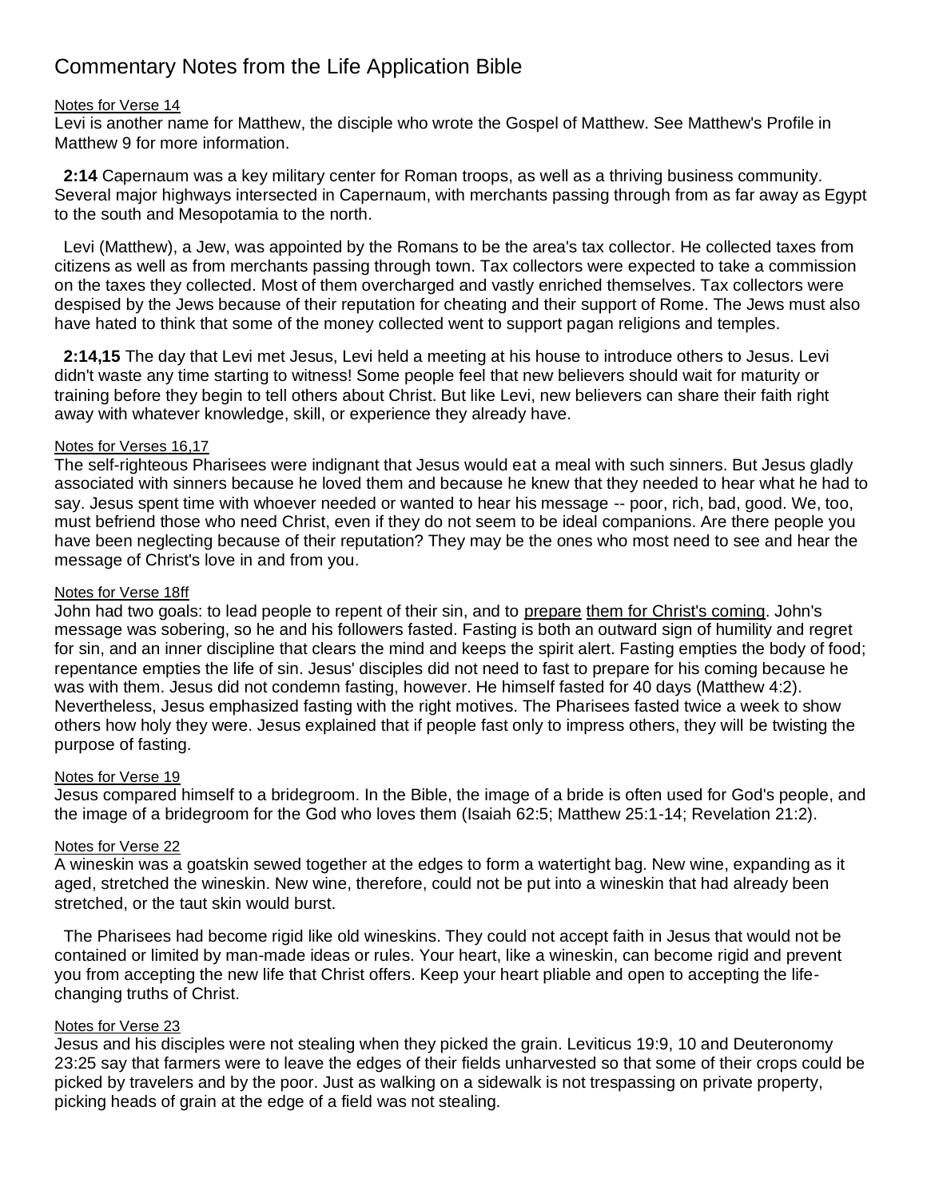# Commentary Notes from the Life Application Bible

<u>Notes for Verse 14</u>

Levi is another name for Matthew, the disciple who wrote the Gospel of Matthew. See Matthew's Profile in Matthew 9 for more information.

**2:14** Capernaum was a key military center for Roman troops, as well as a thriving business community. Several major highways intersected in Capernaum, with merchants passing through from as far away as Egypt to the south and Mesopotamia to the north.

Levi (Matthew), a Jew, was appointed by the Romans to be the area's tax collector. He collected taxes from citizens as well as from merchants passing through town. Tax collectors were expected to take a commission on the taxes they collected. Most of them overcharged and vastly enriched themselves. Tax collectors were despised by the Jews because of their reputation for cheating and their support of Rome. The Jews must also have hated to think that some of the money collected went to support pagan religions and temples.

**2:14,15** The day that Levi met Jesus, Levi held a meeting at his house to introduce others to Jesus. Levi didn't waste any time starting to witness! Some people feel that new believers should wait for maturity or training before they begin to tell others about Christ. But like Levi, new believers can share their faith right away with whatever knowledge, skill, or experience they already have.

<u>Notes for Verses 16,17</u>

The self-righteous Pharisees were indignant that Jesus would eat a meal with such sinners. But Jesus gladly associated with sinners because he loved them and because he knew that they needed to hear what he had to say. Jesus spent time with whoever needed or wanted to hear his message -- poor, rich, bad, good. We, too, must befriend those who need Christ, even if they do not seem to be ideal companions. Are there people you have been neglecting because of their reputation? They may be the ones who most need to see and hear the message of Christ's love in and from you.

<u>Notes for Verse 18ff</u>

John had two goals: to lead people to repent of their sin, and to <u>prepare</u> <u>them for Christ's coming</u>. John's message was sobering, so he and his followers fasted. Fasting is both an outward sign of humility and regret for sin, and an inner discipline that clears the mind and keeps the spirit alert. Fasting empties the body of food; repentance empties the life of sin. Jesus' disciples did not need to fast to prepare for his coming because he was with them. Jesus did not condemn fasting, however. He himself fasted for 40 days (Matthew 4:2). Nevertheless, Jesus emphasized fasting with the right motives. The Pharisees fasted twice a week to show others how holy they were. Jesus explained that if people fast only to impress others, they will be twisting the purpose of fasting.

<u>Notes for Verse 19</u>

Jesus compared himself to a bridegroom. In the Bible, the image of a bride is often used for God's people, and the image of a bridegroom for the God who loves them (Isaiah 62:5; Matthew 25:1-14; Revelation 21:2).

<u>Notes for Verse 22</u>

A wineskin was a goatskin sewed together at the edges to form a watertight bag. New wine, expanding as it aged, stretched the wineskin. New wine, therefore, could not be put into a wineskin that had already been stretched, or the taut skin would burst.

The Pharisees had become rigid like old wineskins. They could not accept faith in Jesus that would not be contained or limited by man-made ideas or rules. Your heart, like a wineskin, can become rigid and prevent you from accepting the new life that Christ offers. Keep your heart pliable and open to accepting the life-changing truths of Christ.

<u>Notes for Verse 23</u>

Jesus and his disciples were not stealing when they picked the grain. Leviticus 19:9, 10 and Deuteronomy 23:25 say that farmers were to leave the edges of their fields unharvested so that some of their crops could be picked by travelers and by the poor. Just as walking on a sidewalk is not trespassing on private property, picking heads of grain at the edge of a field was not stealing.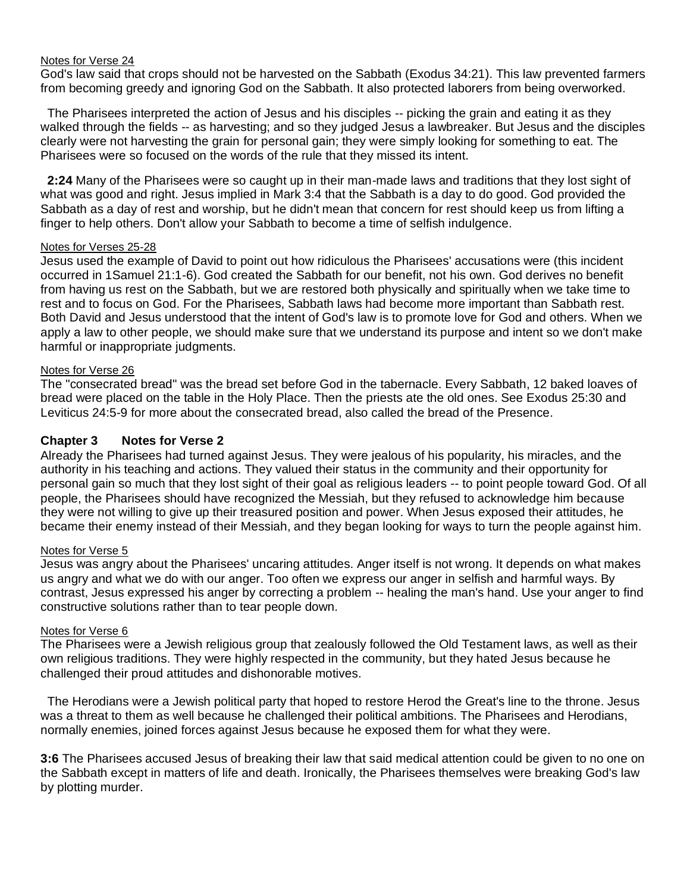Notes for Verse 24

God's law said that crops should not be harvested on the Sabbath (Exodus 34:21). This law prevented farmers from becoming greedy and ignoring God on the Sabbath. It also protected laborers from being overworked.

The Pharisees interpreted the action of Jesus and his disciples -- picking the grain and eating it as they walked through the fields -- as harvesting; and so they judged Jesus a lawbreaker. But Jesus and the disciples clearly were not harvesting the grain for personal gain; they were simply looking for something to eat. The Pharisees were so focused on the words of the rule that they missed its intent.

**2:24** Many of the Pharisees were so caught up in their man-made laws and traditions that they lost sight of what was good and right. Jesus implied in Mark 3:4 that the Sabbath is a day to do good. God provided the Sabbath as a day of rest and worship, but he didn't mean that concern for rest should keep us from lifting a finger to help others. Don't allow your Sabbath to become a time of selfish indulgence.

Notes for Verses 25-28

Jesus used the example of David to point out how ridiculous the Pharisees' accusations were (this incident occurred in 1Samuel 21:1-6). God created the Sabbath for our benefit, not his own. God derives no benefit from having us rest on the Sabbath, but we are restored both physically and spiritually when we take time to rest and to focus on God. For the Pharisees, Sabbath laws had become more important than Sabbath rest. Both David and Jesus understood that the intent of God's law is to promote love for God and others. When we apply a law to other people, we should make sure that we understand its purpose and intent so we don't make harmful or inappropriate judgments.

Notes for Verse 26

The "consecrated bread" was the bread set before God in the tabernacle. Every Sabbath, 12 baked loaves of bread were placed on the table in the Holy Place. Then the priests ate the old ones. See Exodus 25:30 and Leviticus 24:5-9 for more about the consecrated bread, also called the bread of the Presence.

### Chapter 3 Notes for Verse 2

Already the Pharisees had turned against Jesus. They were jealous of his popularity, his miracles, and the authority in his teaching and actions. They valued their status in the community and their opportunity for personal gain so much that they lost sight of their goal as religious leaders -- to point people toward God. Of all people, the Pharisees should have recognized the Messiah, but they refused to acknowledge him because they were not willing to give up their treasured position and power. When Jesus exposed their attitudes, he became their enemy instead of their Messiah, and they began looking for ways to turn the people against him.

Notes for Verse 5

Jesus was angry about the Pharisees' uncaring attitudes. Anger itself is not wrong. It depends on what makes us angry and what we do with our anger. Too often we express our anger in selfish and harmful ways. By contrast, Jesus expressed his anger by correcting a problem -- healing the man's hand. Use your anger to find constructive solutions rather than to tear people down.

Notes for Verse 6

The Pharisees were a Jewish religious group that zealously followed the Old Testament laws, as well as their own religious traditions. They were highly respected in the community, but they hated Jesus because he challenged their proud attitudes and dishonorable motives.

The Herodians were a Jewish political party that hoped to restore Herod the Great's line to the throne. Jesus was a threat to them as well because he challenged their political ambitions. The Pharisees and Herodians, normally enemies, joined forces against Jesus because he exposed them for what they were.

**3:6** The Pharisees accused Jesus of breaking their law that said medical attention could be given to no one on the Sabbath except in matters of life and death. Ironically, the Pharisees themselves were breaking God's law by plotting murder.